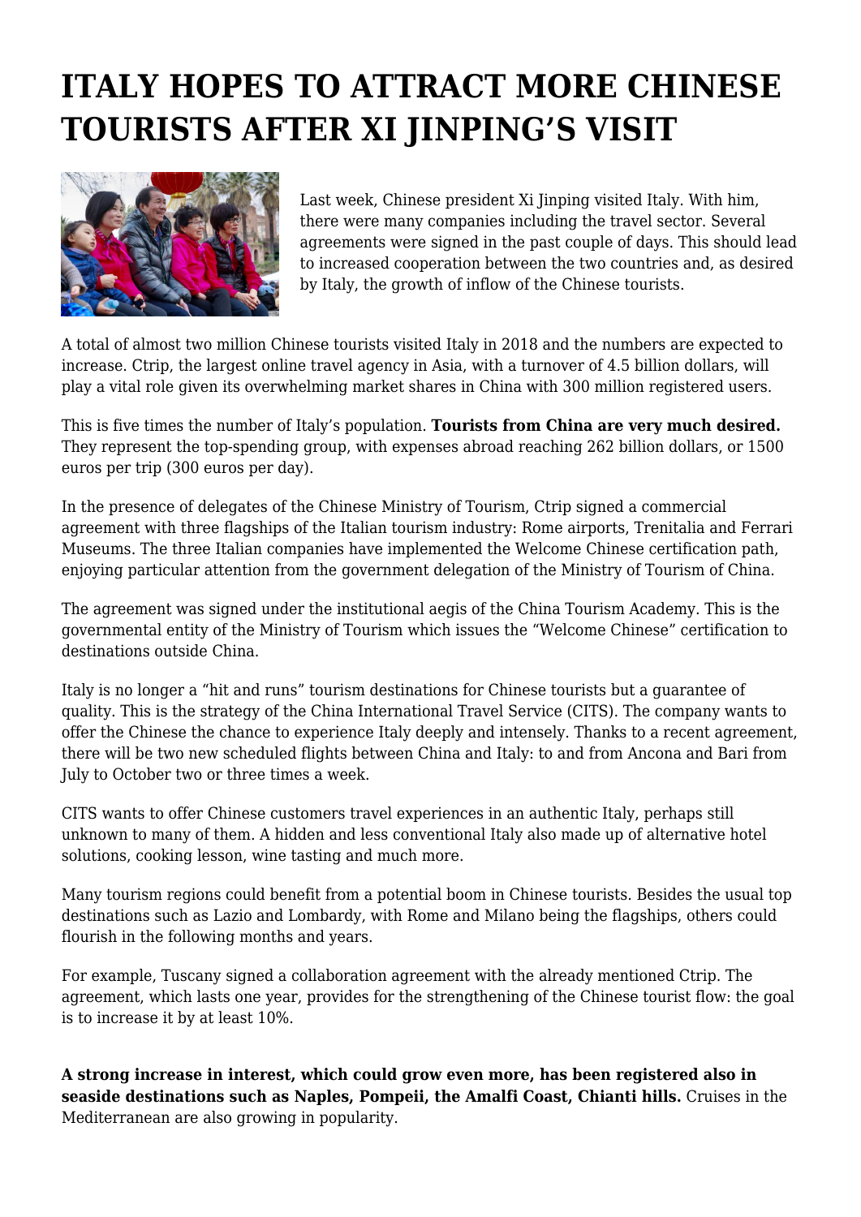# ITALY HOPES TO ATTRACT MORE CHINESE TOURISTS AFTER XI JINPING'S VISIT

Last week, Chinese president Xi Jinping visited Italy. With him, there were many companies including the travel sector. Several agreements were signed in the past couple of days. This should lead to increased cooperation between the two countries and, as desired by Italy, the growth of inflow of the Chinese tourists.

A total of almost two million Chinese tourists visited Italy in 2018 and the numbers are expected to increase. Ctrip, the largest online travel agency in Asia, with a turnover of 4.5 billion dollars, will play a vital role given its overwhelming market shares in China with 300 million registered users.

This is five times the number of Italy's population. **Tourists from China are very much desired.** They represent the top-spending group, with expenses abroad reaching 262 billion dollars, or 1500 euros per trip (300 euros per day).

In the presence of delegates of the Chinese Ministry of Tourism, Ctrip signed a commercial agreement with three flagships of the Italian tourism industry: Rome airports, Trenitalia and Ferrari Museums. The three Italian companies have implemented the Welcome Chinese certification path, enjoying particular attention from the government delegation of the Ministry of Tourism of China.

The agreement was signed under the institutional aegis of the China Tourism Academy. This is the governmental entity of the Ministry of Tourism which issues the "Welcome Chinese" certification to destinations outside China.

Italy is no longer a "hit and runs" tourism destinations for Chinese tourists but a guarantee of quality. This is the strategy of the China International Travel Service (CITS). The company wants to offer the Chinese the chance to experience Italy deeply and intensely. Thanks to a recent agreement, there will be two new scheduled flights between China and Italy: to and from Ancona and Bari from July to October two or three times a week.

CITS wants to offer Chinese customers travel experiences in an authentic Italy, perhaps still unknown to many of them. A hidden and less conventional Italy also made up of alternative hotel solutions, cooking lesson, wine tasting and much more.

Many tourism regions could benefit from a potential boom in Chinese tourists. Besides the usual top destinations such as Lazio and Lombardy, with Rome and Milano being the flagships, others could flourish in the following months and years.

For example, Tuscany signed a collaboration agreement with the already mentioned Ctrip. The agreement, which lasts one year, provides for the strengthening of the Chinese tourist flow: the goal is to increase it by at least 10%.

**A strong increase in interest, which could grow even more, has been registered also in seaside destinations such as Naples, Pompeii, the Amalfi Coast, Chianti hills.** Cruises in the Mediterranean are also growing in popularity.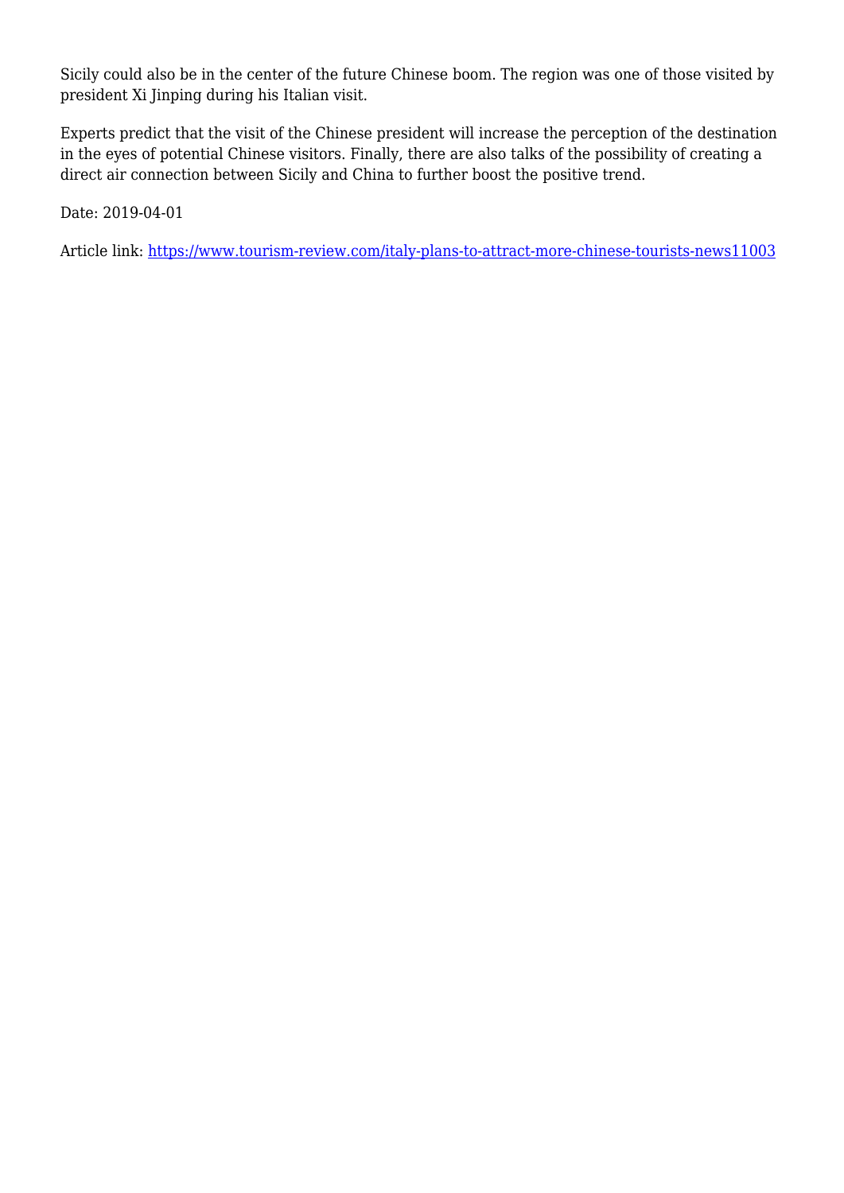Sicily could also be in the center of the future Chinese boom. The region was one of those visited by president Xi Jinping during his Italian visit.

Experts predict that the visit of the Chinese president will increase the perception of the destination in the eyes of potential Chinese visitors. Finally, there are also talks of the possibility of creating a direct air connection between Sicily and China to further boost the positive trend.

Date: 2019-04-01

Article link: [https://www.tourism-review.com/italy-plans-to-attract-more-chinese-tourists-news11003](https://www.tourism-review.com/italy-plans-to-attract-more-chinese-tourists-news11003)